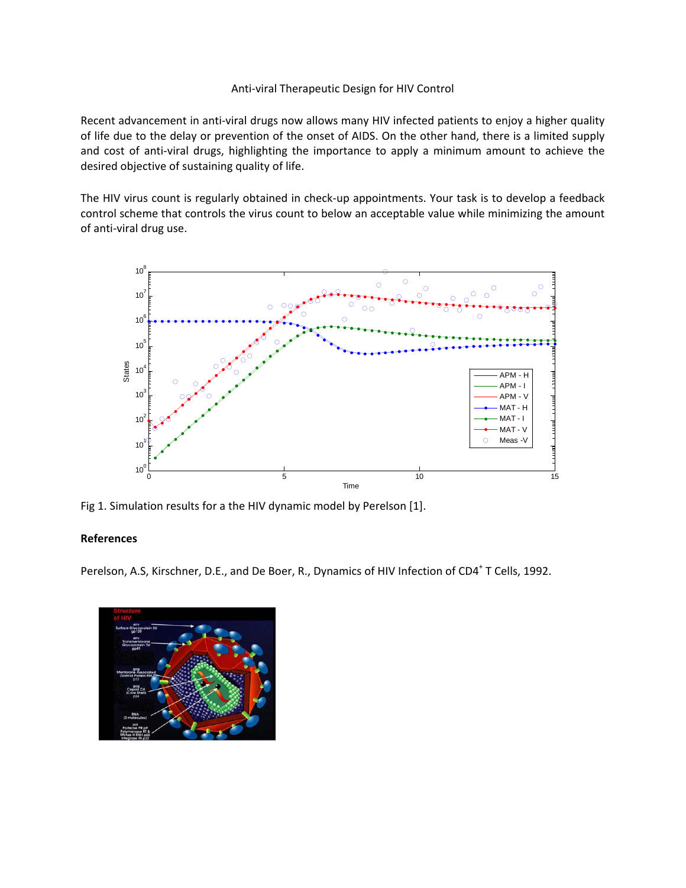Anti-viral Therapeutic Design for HIV Control

Recent advancement in anti-viral drugs now allows many HIV infected patients to enjoy a higher quality of life due to the delay or prevention of the onset of AIDS. On the other hand, there is a limited supply and cost of anti-viral drugs, highlighting the importance to apply a minimum amount to achieve the desired objective of sustaining quality of life.

The HIV virus count is regularly obtained in check-up appointments. Your task is to develop a feedback control scheme that controls the virus count to below an acceptable value while minimizing the amount of anti-viral drug use.

Fig 1. Simulation results for a the HIV dynamic model by Perelson [1].

**References**

Perelson, A.S, Kirschner, D.E., and De Boer, R., Dynamics of HIV Infection of CD4$^+$ T Cells, 1992.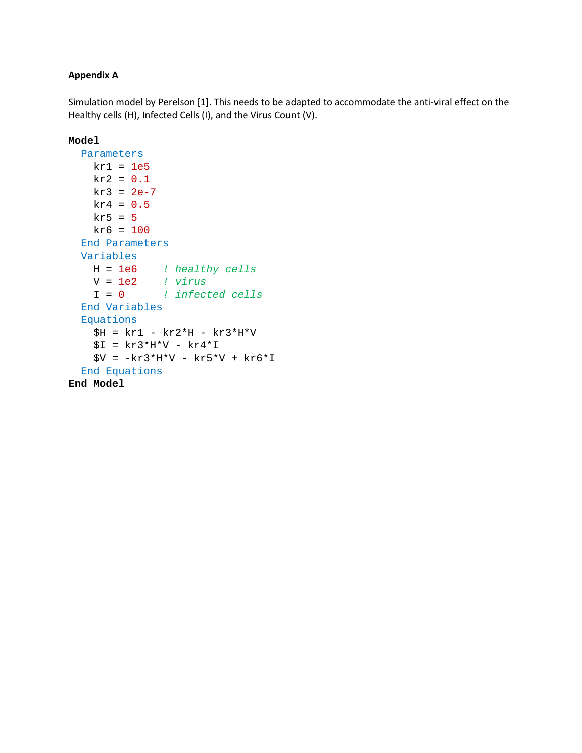**Appendix A**

Simulation model by Perelson [1]. This needs to be adapted to accommodate the anti-viral effect on the Healthy cells (H), Infected Cells (I), and the Virus Count (V).

```
Model
  Parameters
    kr1 = 1e5
    kr2 = 0.1
    kr3 = 2e-7
    kr4 = 0.5
    kr5 = 5
    kr6 = 100
  End Parameters
  Variables
    H = 1e6    ! healthy cells
    V = 1e2    ! virus
    I = 0      ! infected cells
  End Variables
  Equations
    $H = kr1 - kr2*H - kr3*H*V
    $I = kr3*H*V - kr4*I
    $V = -kr3*H*V - kr5*V + kr6*I
  End Equations
End Model
```